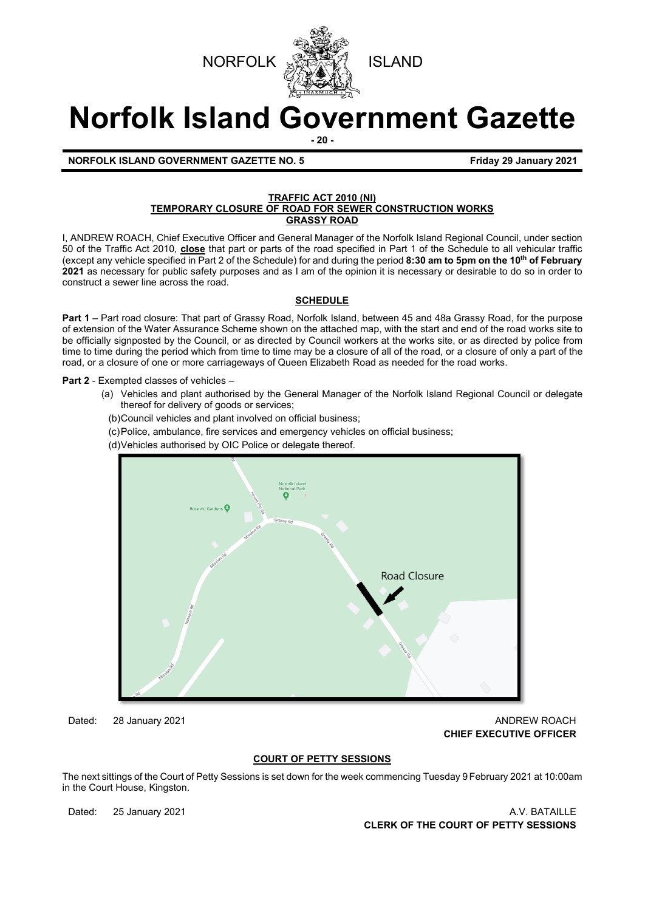NORFOLK ISLAND

# Norfolk Island Government Gazette

**NORFOLK ISLAND GOVERNMENT GAZETTE NO. 5** **Friday 29 January 2021**

**TRAFFIC ACT 2010 (NI)**
**TEMPORARY CLOSURE OF ROAD FOR SEWER CONSTRUCTION WORKS**
**GRASSY ROAD**

I, ANDREW ROACH, Chief Executive Officer and General Manager of the Norfolk Island Regional Council, under section 50 of the Traffic Act 2010, **close** that part or parts of the road specified in Part 1 of the Schedule to all vehicular traffic (except any vehicle specified in Part 2 of the Schedule) for and during the period **8:30 am to 5pm on the 10th of February 2021** as necessary for public safety purposes and as I am of the opinion it is necessary or desirable to do so in order to construct a sewer line across the road.

**SCHEDULE**

**Part 1** – Part road closure: That part of Grassy Road, Norfolk Island, between 45 and 48a Grassy Road, for the purpose of extension of the Water Assurance Scheme shown on the attached map, with the start and end of the road works site to be officially signposted by the Council, or as directed by Council workers at the works site, or as directed by police from time to time during the period which from time to time may be a closure of all of the road, or a closure of only a part of the road, or a closure of one or more carriageways of Queen Elizabeth Road as needed for the road works.

**Part 2** - Exempted classes of vehicles –

(a) Vehicles and plant authorised by the General Manager of the Norfolk Island Regional Council or delegate thereof for delivery of goods or services;

(b) Council vehicles and plant involved on official business;

(c) Police, ambulance, fire services and emergency vehicles on official business;

(d) Vehicles authorised by OIC Police or delegate thereof.

Dated: 28 January 2021

ANDREW ROACH
**CHIEF EXECUTIVE OFFICER**

**COURT OF PETTY SESSIONS**

The next sittings of the Court of Petty Sessions is set down for the week commencing Tuesday 9 February 2021 at 10:00am in the Court House, Kingston.

Dated: 25 January 2021

A.V. BATAILLE
**CLERK OF THE COURT OF PETTY SESSIONS**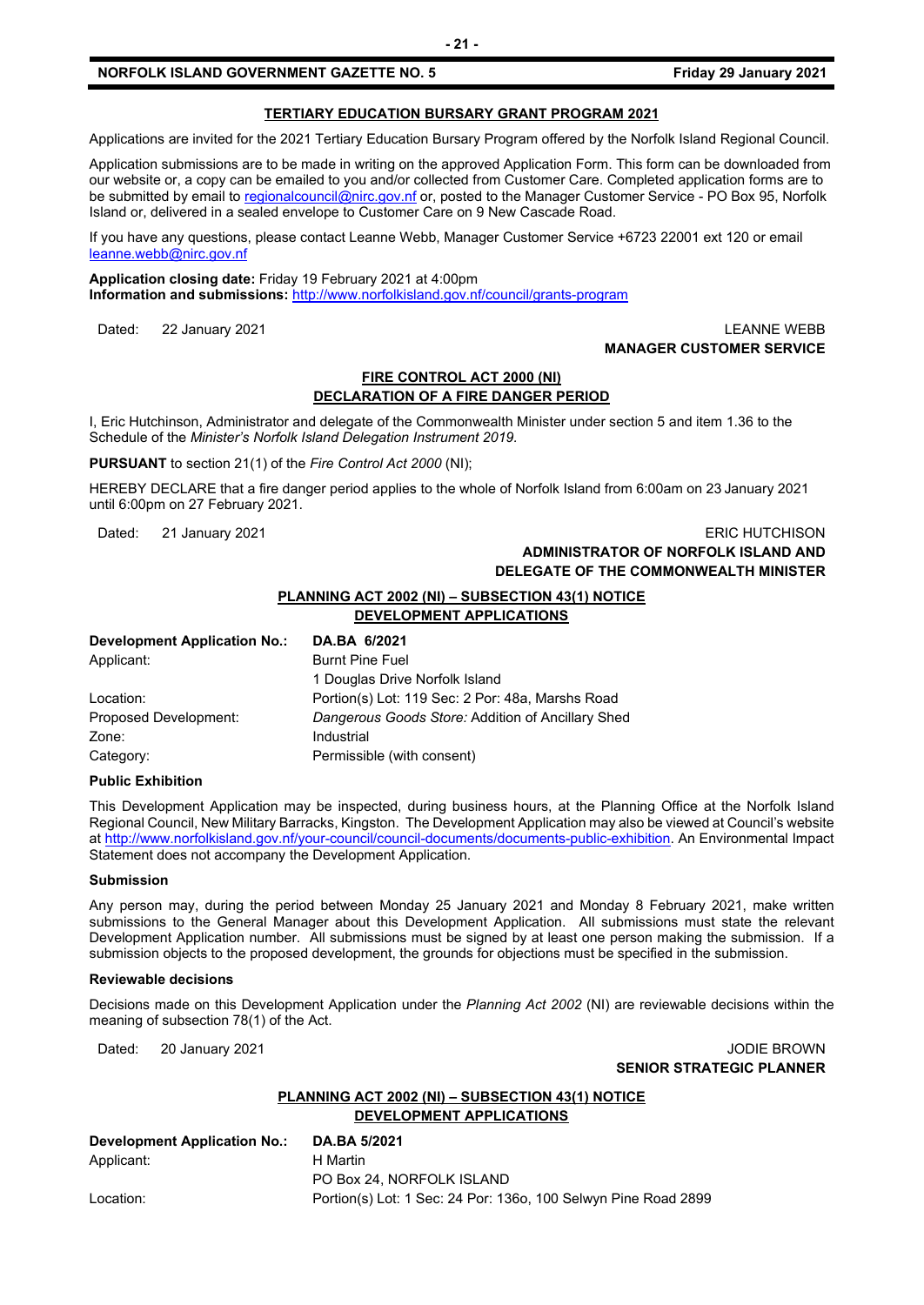## TERTIARY EDUCATION BURSARY GRANT PROGRAM 2021

Applications are invited for the 2021 Tertiary Education Bursary Program offered by the Norfolk Island Regional Council.

Application submissions are to be made in writing on the approved Application Form. This form can be downloaded from our website or, a copy can be emailed to you and/or collected from Customer Care. Completed application forms are to be submitted by email to regionalcouncil@nirc.gov.nf or, posted to the Manager Customer Service - PO Box 95, Norfolk Island or, delivered in a sealed envelope to Customer Care on 9 New Cascade Road.

If you have any questions, please contact Leanne Webb, Manager Customer Service +6723 22001 ext 120 or email leanne.webb@nirc.gov.nf

**Application closing date:** Friday 19 February 2021 at 4:00pm
**Information and submissions:** http://www.norfolkisland.gov.nf/council/grants-program

Dated: 22 January 2021

LEANNE WEBB
**MANAGER CUSTOMER SERVICE**

## FIRE CONTROL ACT 2000 (NI)
## DECLARATION OF A FIRE DANGER PERIOD

I, Eric Hutchinson, Administrator and delegate of the Commonwealth Minister under section 5 and item 1.36 to the Schedule of the *Minister's Norfolk Island Delegation Instrument 2019.*

**PURSUANT** to section 21(1) of the *Fire Control Act 2000* (NI);

HEREBY DECLARE that a fire danger period applies to the whole of Norfolk Island from 6:00am on 23 January 2021 until 6:00pm on 27 February 2021.

Dated: 21 January 2021

ERIC HUTCHISON
**ADMINISTRATOR OF NORFOLK ISLAND AND**
**DELEGATE OF THE COMMONWEALTH MINISTER**

## PLANNING ACT 2002 (NI) – SUBSECTION 43(1) NOTICE
## DEVELOPMENT APPLICATIONS

| **Development Application No.:** | **DA.BA 6/2021** |
|---|---|
| Applicant: | Burnt Pine Fuel<br>1 Douglas Drive Norfolk Island |
| Location: | Portion(s) Lot: 119 Sec: 2 Por: 48a, Marshs Road |
| Proposed Development: | *Dangerous Goods Store:* Addition of Ancillary Shed |
| Zone: | Industrial |
| Category: | Permissible (with consent) |

**Public Exhibition**

This Development Application may be inspected, during business hours, at the Planning Office at the Norfolk Island Regional Council, New Military Barracks, Kingston. The Development Application may also be viewed at Council's website at http://www.norfolkisland.gov.nf/your-council/council-documents/documents-public-exhibition. An Environmental Impact Statement does not accompany the Development Application.

**Submission**

Any person may, during the period between Monday 25 January 2021 and Monday 8 February 2021, make written submissions to the General Manager about this Development Application. All submissions must state the relevant Development Application number. All submissions must be signed by at least one person making the submission. If a submission objects to the proposed development, the grounds for objections must be specified in the submission.

**Reviewable decisions**

Decisions made on this Development Application under the *Planning Act 2002* (NI) are reviewable decisions within the meaning of subsection 78(1) of the Act.

Dated: 20 January 2021

JODIE BROWN
**SENIOR STRATEGIC PLANNER**

## PLANNING ACT 2002 (NI) – SUBSECTION 43(1) NOTICE
## DEVELOPMENT APPLICATIONS

| **Development Application No.:** | **DA.BA 5/2021** |
|---|---|
| Applicant: | H Martin<br>PO Box 24, NORFOLK ISLAND |
| Location: | Portion(s) Lot: 1 Sec: 24 Por: 136o, 100 Selwyn Pine Road 2899 |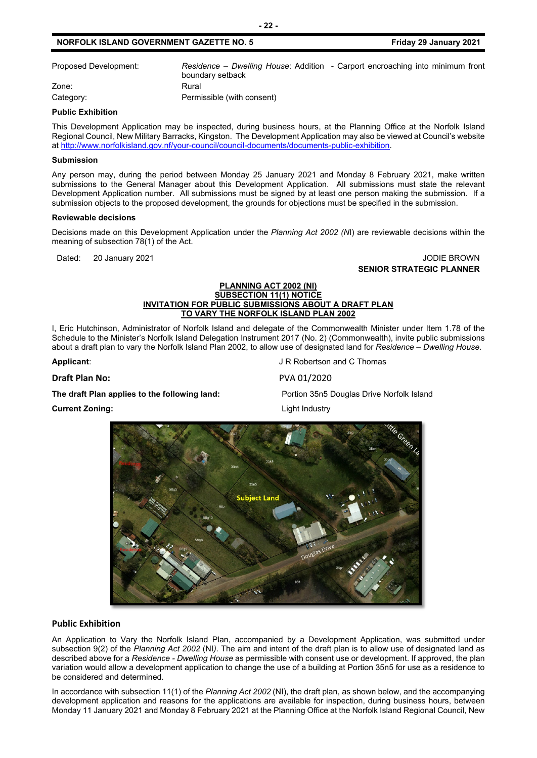| | |
|---|---|
| Proposed Development: | *Residence – Dwelling House*: Addition - Carport encroaching into minimum front boundary setback |
| Zone: | Rural |
| Category: | Permissible (with consent) |

**Public Exhibition**

This Development Application may be inspected, during business hours, at the Planning Office at the Norfolk Island Regional Council, New Military Barracks, Kingston. The Development Application may also be viewed at Council's website at http://www.norfolkisland.gov.nf/your-council/council-documents/documents-public-exhibition.

**Submission**

Any person may, during the period between Monday 25 January 2021 and Monday 8 February 2021, make written submissions to the General Manager about this Development Application. All submissions must state the relevant Development Application number. All submissions must be signed by at least one person making the submission. If a submission objects to the proposed development, the grounds for objections must be specified in the submission.

**Reviewable decisions**

Decisions made on this Development Application under the *Planning Act 2002 (N*I) are reviewable decisions within the meaning of subsection 78(1) of the Act.

Dated: 20 January 2021

JODIE BROWN
**SENIOR STRATEGIC PLANNER**

## PLANNING ACT 2002 (NI)
## SUBSECTION 11(1) NOTICE
## INVITATION FOR PUBLIC SUBMISSIONS ABOUT A DRAFT PLAN TO VARY THE NORFOLK ISLAND PLAN 2002

I, Eric Hutchinson, Administrator of Norfolk Island and delegate of the Commonwealth Minister under Item 1.78 of the Schedule to the Minister's Norfolk Island Delegation Instrument 2017 (No. 2) (Commonwealth), invite public submissions about a draft plan to vary the Norfolk Island Plan 2002, to allow use of designated land for *Residence – Dwelling House.*

| | |
|---|---|
| **Applicant**: | J R Robertson and C Thomas |
| **Draft Plan No:** | PVA 01/2020 |
| **The draft Plan applies to the following land:** | Portion 35n5 Douglas Drive Norfolk Island |
| **Current Zoning:** | Light Industry |

**Public Exhibition**

An Application to Vary the Norfolk Island Plan, accompanied by a Development Application, was submitted under subsection 9(2) of the *Planning Act 2002* (NI*)*. The aim and intent of the draft plan is to allow use of designated land as described above for a *Residence - Dwelling House* as permissible with consent use or development. If approved, the plan variation would allow a development application to change the use of a building at Portion 35n5 for use as a residence to be considered and determined.

In accordance with subsection 11(1) of the *Planning Act 2002* (NI), the draft plan, as shown below, and the accompanying development application and reasons for the applications are available for inspection, during business hours, between Monday 11 January 2021 and Monday 8 February 2021 at the Planning Office at the Norfolk Island Regional Council, New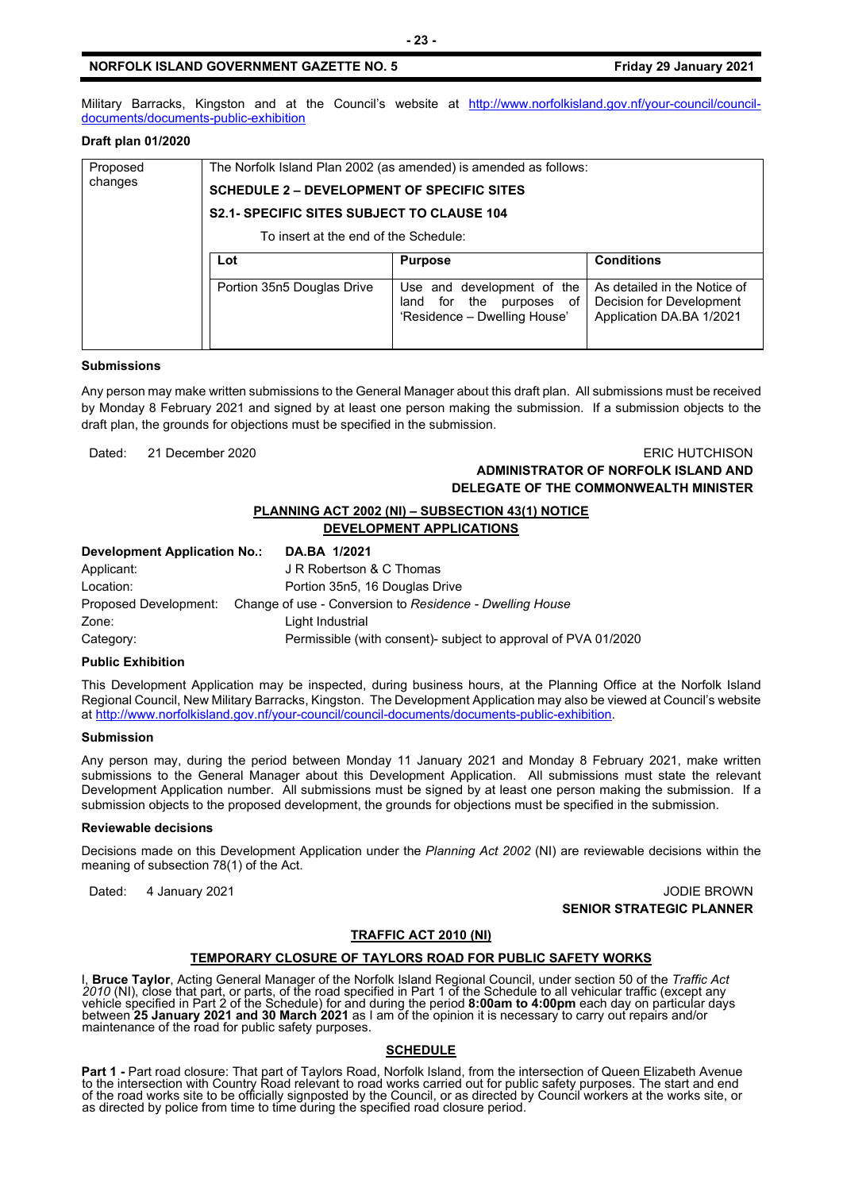Military Barracks, Kingston and at the Council's website at [http://www.norfolkisland.gov.nf/your-council/council-documents/documents-public-exhibition](http://www.norfolkisland.gov.nf/your-council/council-documents/documents-public-exhibition)

**Draft plan 01/2020**

| Proposed changes | The Norfolk Island Plan 2002 (as amended) is amended as follows: | | |
|---|---|---|---|
| | **SCHEDULE 2 – DEVELOPMENT OF SPECIFIC SITES** | | |
| | **S2.1- SPECIFIC SITES SUBJECT TO CLAUSE 104** | | |
| | To insert at the end of the Schedule: | | |
| | **Lot** | **Purpose** | **Conditions** |
| | Portion 35n5 Douglas Drive | Use and development of the land for the purposes of 'Residence – Dwelling House' | As detailed in the Notice of Decision for Development Application DA.BA 1/2021 |

**Submissions**

Any person may make written submissions to the General Manager about this draft plan. All submissions must be received by Monday 8 February 2021 and signed by at least one person making the submission. If a submission objects to the draft plan, the grounds for objections must be specified in the submission.

Dated: 21 December 2020

ERIC HUTCHISON
**ADMINISTRATOR OF NORFOLK ISLAND AND DELEGATE OF THE COMMONWEALTH MINISTER**

## PLANNING ACT 2002 (NI) – SUBSECTION 43(1) NOTICE
## DEVELOPMENT APPLICATIONS

| | |
|---|---|
| **Development Application No.:** | **DA.BA 1/2021** |
| Applicant: | J R Robertson & C Thomas |
| Location: | Portion 35n5, 16 Douglas Drive |
| Proposed Development: | Change of use - Conversion to *Residence - Dwelling House* |
| Zone: | Light Industrial |
| Category: | Permissible (with consent)- subject to approval of PVA 01/2020 |

**Public Exhibition**

This Development Application may be inspected, during business hours, at the Planning Office at the Norfolk Island Regional Council, New Military Barracks, Kingston. The Development Application may also be viewed at Council's website at [http://www.norfolkisland.gov.nf/your-council/council-documents/documents-public-exhibition](http://www.norfolkisland.gov.nf/your-council/council-documents/documents-public-exhibition).

**Submission**

Any person may, during the period between Monday 11 January 2021 and Monday 8 February 2021, make written submissions to the General Manager about this Development Application. All submissions must state the relevant Development Application number. All submissions must be signed by at least one person making the submission. If a submission objects to the proposed development, the grounds for objections must be specified in the submission.

**Reviewable decisions**

Decisions made on this Development Application under the *Planning Act 2002* (NI) are reviewable decisions within the meaning of subsection 78(1) of the Act.

Dated: 4 January 2021

JODIE BROWN
**SENIOR STRATEGIC PLANNER**

## TRAFFIC ACT 2010 (NI)

## TEMPORARY CLOSURE OF TAYLORS ROAD FOR PUBLIC SAFETY WORKS

I, **Bruce Taylor**, Acting General Manager of the Norfolk Island Regional Council, under section 50 of the *Traffic Act 2010* (NI), close that part, or parts, of the road specified in Part 1 of the Schedule to all vehicular traffic (except any vehicle specified in Part 2 of the Schedule) for and during the period **8:00am to 4:00pm** each day on particular days between **25 January 2021 and 30 March 2021** as I am of the opinion it is necessary to carry out repairs and/or maintenance of the road for public safety purposes.

## SCHEDULE

**Part 1 -** Part road closure: That part of Taylors Road, Norfolk Island, from the intersection of Queen Elizabeth Avenue to the intersection with Country Road relevant to road works carried out for public safety purposes. The start and end of the road works site to be officially signposted by the Council, or as directed by Council workers at the works site, or as directed by police from time to time during the specified road closure period.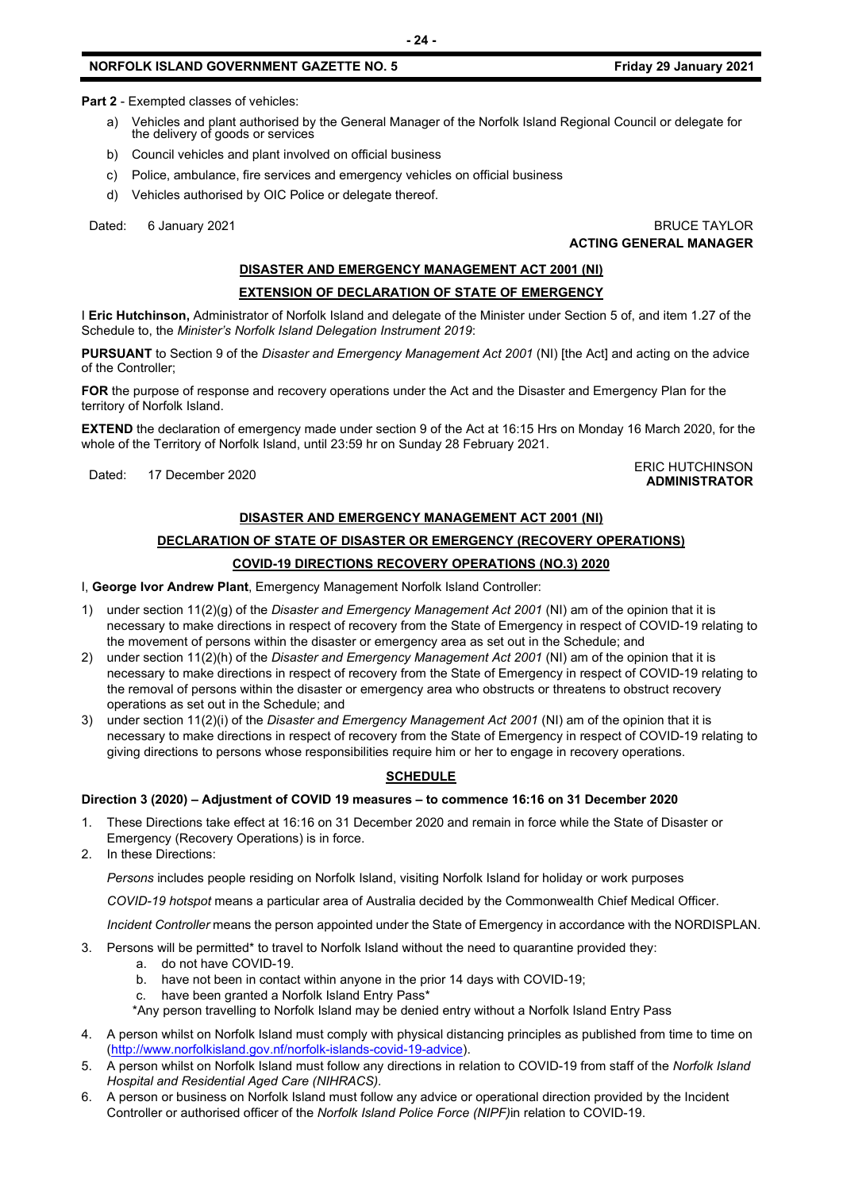**Part 2** - Exempted classes of vehicles:

a) Vehicles and plant authorised by the General Manager of the Norfolk Island Regional Council or delegate for the delivery of goods or services
b) Council vehicles and plant involved on official business
c) Police, ambulance, fire services and emergency vehicles on official business
d) Vehicles authorised by OIC Police or delegate thereof.

Dated: 6 January 2021

BRUCE TAYLOR
**ACTING GENERAL MANAGER**

## DISASTER AND EMERGENCY MANAGEMENT ACT 2001 (NI)

## EXTENSION OF DECLARATION OF STATE OF EMERGENCY

I **Eric Hutchinson,** Administrator of Norfolk Island and delegate of the Minister under Section 5 of, and item 1.27 of the Schedule to, the *Minister's Norfolk Island Delegation Instrument 2019*:

**PURSUANT** to Section 9 of the *Disaster and Emergency Management Act 2001* (NI) [the Act] and acting on the advice of the Controller;

**FOR** the purpose of response and recovery operations under the Act and the Disaster and Emergency Plan for the territory of Norfolk Island.

**EXTEND** the declaration of emergency made under section 9 of the Act at 16:15 Hrs on Monday 16 March 2020, for the whole of the Territory of Norfolk Island, until 23:59 hr on Sunday 28 February 2021.

Dated: 17 December 2020

ERIC HUTCHINSON
**ADMINISTRATOR**

## DISASTER AND EMERGENCY MANAGEMENT ACT 2001 (NI)

## DECLARATION OF STATE OF DISASTER OR EMERGENCY (RECOVERY OPERATIONS)

## COVID-19 DIRECTIONS RECOVERY OPERATIONS (NO.3) 2020

I, **George Ivor Andrew Plant**, Emergency Management Norfolk Island Controller:

1) under section 11(2)(g) of the *Disaster and Emergency Management Act 2001* (NI) am of the opinion that it is necessary to make directions in respect of recovery from the State of Emergency in respect of COVID-19 relating to the movement of persons within the disaster or emergency area as set out in the Schedule; and
2) under section 11(2)(h) of the *Disaster and Emergency Management Act 2001* (NI) am of the opinion that it is necessary to make directions in respect of recovery from the State of Emergency in respect of COVID-19 relating to the removal of persons within the disaster or emergency area who obstructs or threatens to obstruct recovery operations as set out in the Schedule; and
3) under section 11(2)(i) of the *Disaster and Emergency Management Act 2001* (NI) am of the opinion that it is necessary to make directions in respect of recovery from the State of Emergency in respect of COVID-19 relating to giving directions to persons whose responsibilities require him or her to engage in recovery operations.

## SCHEDULE

**Direction 3 (2020) – Adjustment of COVID 19 measures – to commence 16:16 on 31 December 2020**

1. These Directions take effect at 16:16 on 31 December 2020 and remain in force while the State of Disaster or Emergency (Recovery Operations) is in force.
2. In these Directions:

   *Persons* includes people residing on Norfolk Island, visiting Norfolk Island for holiday or work purposes

   *COVID-19 hotspot* means a particular area of Australia decided by the Commonwealth Chief Medical Officer.

   *Incident Controller* means the person appointed under the State of Emergency in accordance with the NORDISPLAN.

3. Persons will be permitted* to travel to Norfolk Island without the need to quarantine provided they:
   a. do not have COVID-19.
   b. have not been in contact within anyone in the prior 14 days with COVID-19;
   c. have been granted a Norfolk Island Entry Pass*

   *Any person travelling to Norfolk Island may be denied entry without a Norfolk Island Entry Pass

4. A person whilst on Norfolk Island must comply with physical distancing principles as published from time to time on (http://www.norfolkisland.gov.nf/norfolk-islands-covid-19-advice).
5. A person whilst on Norfolk Island must follow any directions in relation to COVID-19 from staff of the *Norfolk Island Hospital and Residential Aged Care (NIHRACS).*
6. A person or business on Norfolk Island must follow any advice or operational direction provided by the Incident Controller or authorised officer of the *Norfolk Island Police Force (NIPF)*in relation to COVID-19.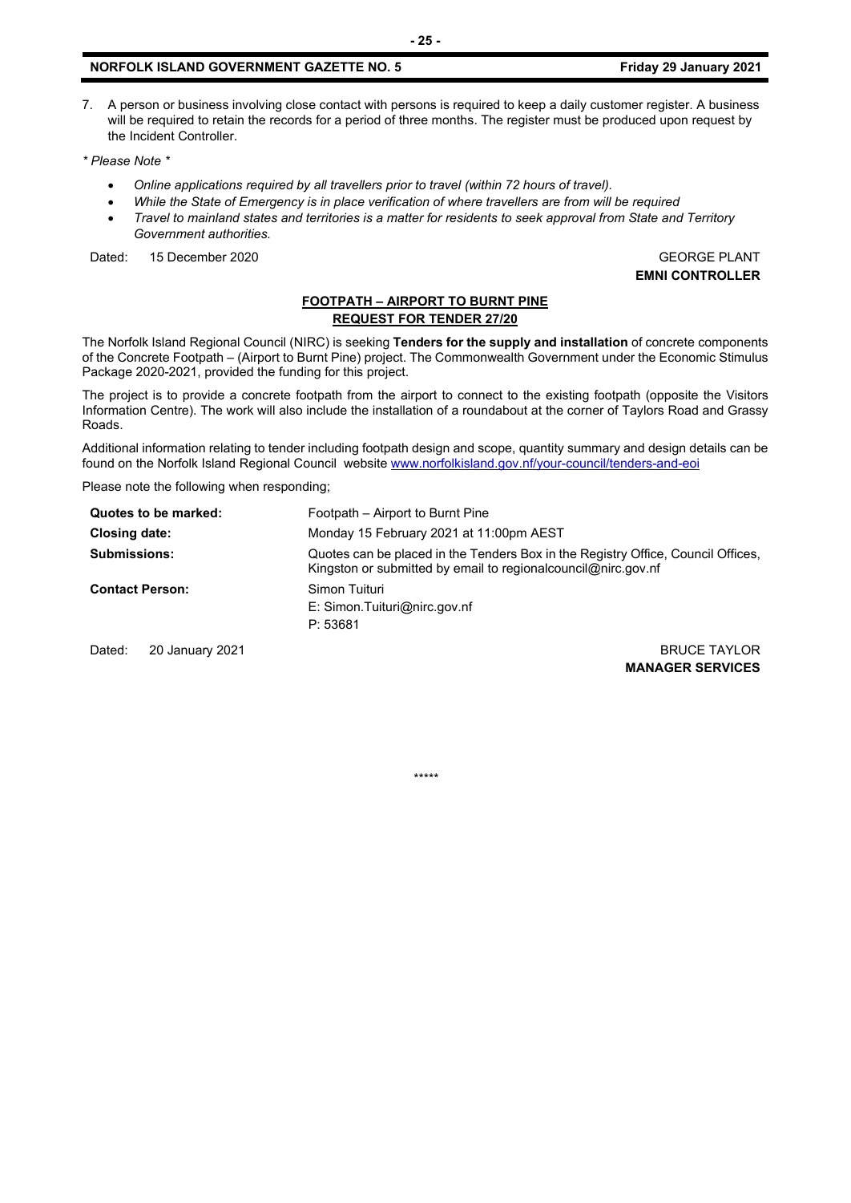7. A person or business involving close contact with persons is required to keep a daily customer register. A business will be required to retain the records for a period of three months. The register must be produced upon request by the Incident Controller.

*\* Please Note \**

- *Online applications required by all travellers prior to travel (within 72 hours of travel).*
- *While the State of Emergency is in place verification of where travellers are from will be required*
- *Travel to mainland states and territories is a matter for residents to seek approval from State and Territory Government authorities.*

Dated: 15 December 2020

GEORGE PLANT
**EMNI CONTROLLER**

## FOOTPATH – AIRPORT TO BURNT PINE
## REQUEST FOR TENDER 27/20

The Norfolk Island Regional Council (NIRC) is seeking **Tenders for the supply and installation** of concrete components of the Concrete Footpath – (Airport to Burnt Pine) project. The Commonwealth Government under the Economic Stimulus Package 2020-2021, provided the funding for this project.

The project is to provide a concrete footpath from the airport to connect to the existing footpath (opposite the Visitors Information Centre). The work will also include the installation of a roundabout at the corner of Taylors Road and Grassy Roads.

Additional information relating to tender including footpath design and scope, quantity summary and design details can be found on the Norfolk Island Regional Council website www.norfolkisland.gov.nf/your-council/tenders-and-eoi

Please note the following when responding;

| | |
|---|---|
| **Quotes to be marked:** | Footpath – Airport to Burnt Pine |
| **Closing date:** | Monday 15 February 2021 at 11:00pm AEST |
| **Submissions:** | Quotes can be placed in the Tenders Box in the Registry Office, Council Offices, Kingston or submitted by email to regionalcouncil@nirc.gov.nf |
| **Contact Person:** | Simon Tuituri<br>E: Simon.Tuituri@nirc.gov.nf<br>P: 53681 |

Dated: 20 January 2021

BRUCE TAYLOR
**MANAGER SERVICES**

\*\*\*\*\*